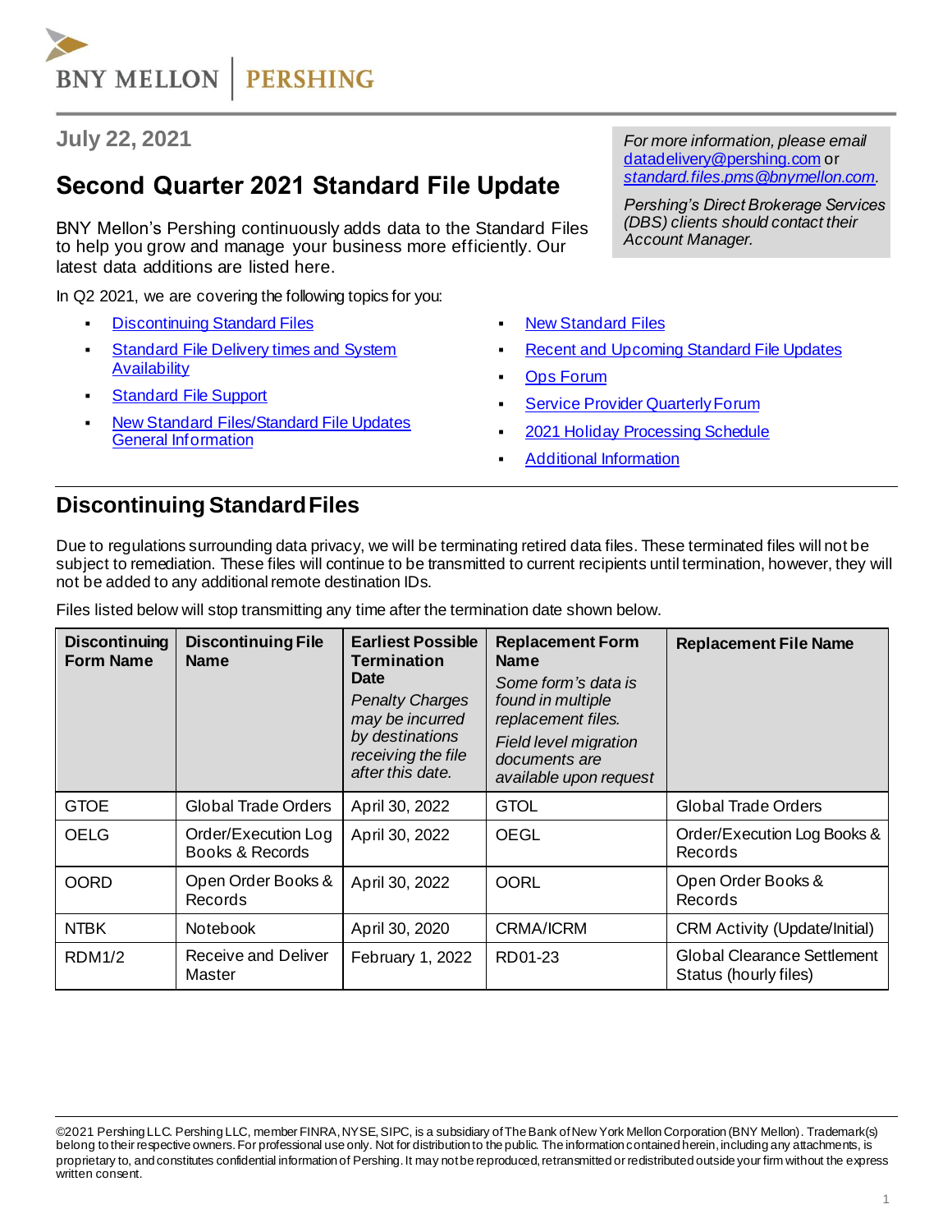BNY MELLON | PERSHING

July 22, 2021

# Second Quarter 2021 Standard File Update

*For more information, please email [datadelivery@pershing.com](mailto:datadelivery@pershing.com) or [standard.files.pms@bnymellon.com](mailto:standard.files.pms@bnymellon.com).*

*Pershing's Direct Brokerage Services (DBS) clients should contact their Account Manager.*

BNY Mellon's Pershing continuously adds data to the Standard Files to help you grow and manage your business more efficiently. Our latest data additions are listed here.

In Q2 2021, we are covering the following topics for you:

- Discontinuing Standard Files
- Standard File Delivery times and System Availability
- Standard File Support
- New Standard Files/Standard File Updates General Information
- New Standard Files
- Recent and Upcoming Standard File Updates
- Ops Forum
- Service Provider Quarterly Forum
- 2021 Holiday Processing Schedule
- Additional Information

## Discontinuing Standard Files

Due to regulations surrounding data privacy, we will be terminating retired data files. These terminated files will not be subject to remediation. These files will continue to be transmitted to current recipients until termination, however, they will not be added to any additional remote destination IDs.

Files listed below will stop transmitting any time after the termination date shown below.

| Discontinuing Form Name | Discontinuing File Name | Earliest Possible Termination Date *Penalty Charges may be incurred by destinations receiving the file after this date.* | Replacement Form Name *Some form's data is found in multiple replacement files. Field level migration documents are available upon request* | Replacement File Name |
|---|---|---|---|---|
| GTOE | Global Trade Orders | April 30, 2022 | GTOL | Global Trade Orders |
| OELG | Order/Execution Log Books & Records | April 30, 2022 | OEGL | Order/Execution Log Books & Records |
| OORD | Open Order Books & Records | April 30, 2022 | OORL | Open Order Books & Records |
| NTBK | Notebook | April 30, 2020 | CRMA/ICRM | CRM Activity (Update/Initial) |
| RDM1/2 | Receive and Deliver Master | February 1, 2022 | RD01-23 | Global Clearance Settlement Status (hourly files) |

©2021 Pershing LLC. Pershing LLC, member FINRA, NYSE, SIPC, is a subsidiary of The Bank of New York Mellon Corporation (BNY Mellon). Trademark(s) belong to their respective owners. For professional use only. Not for distribution to the public. The information contained herein, including any attachments, is proprietary to, and constitutes confidential information of Pershing. It may not be reproduced, retransmitted or redistributed outside your firm without the express written consent.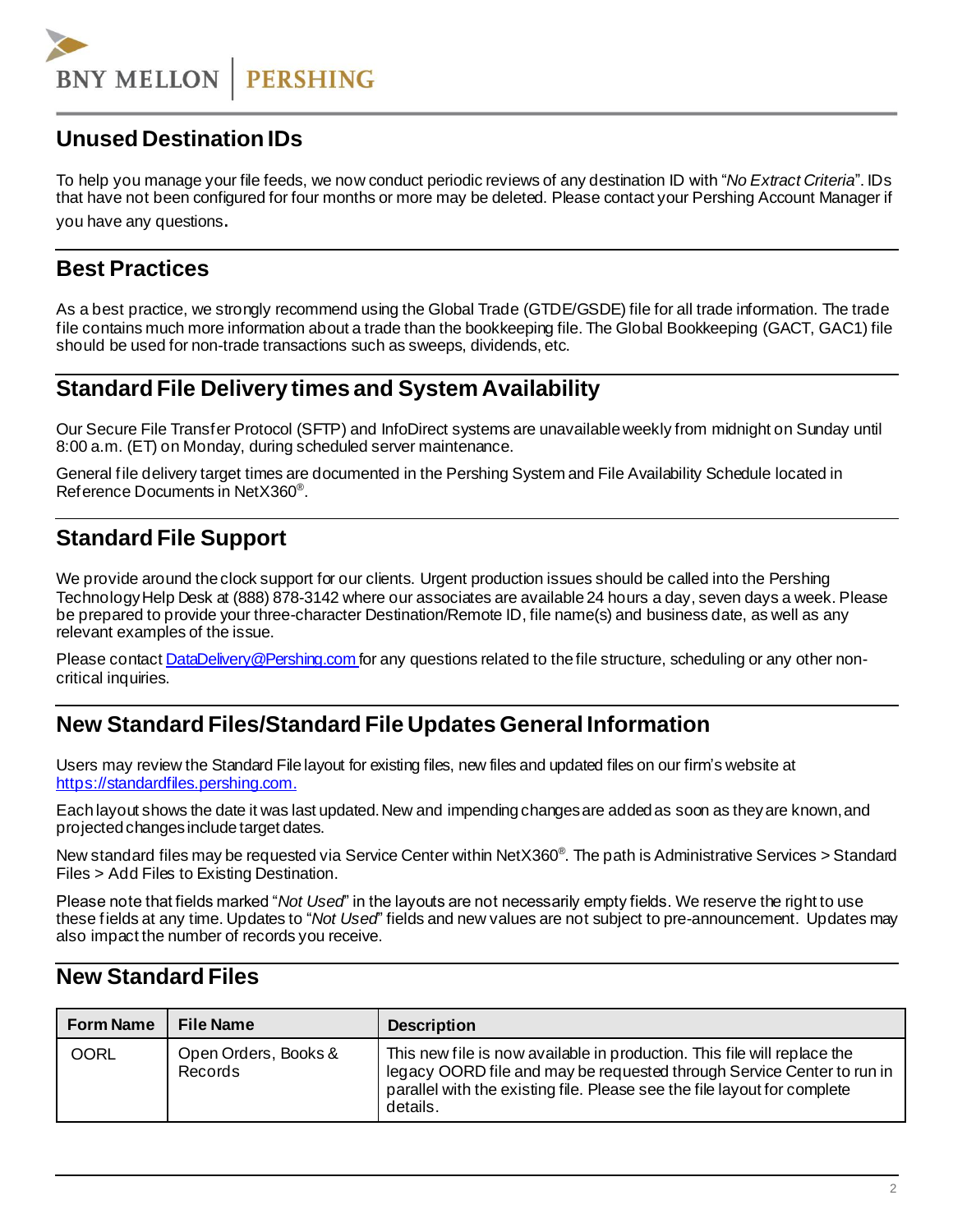## Unused Destination IDs

To help you manage your file feeds, we now conduct periodic reviews of any destination ID with "*No Extract Criteria*". IDs that have not been configured for four months or more may be deleted. Please contact your Pershing Account Manager if you have any questions.

## Best Practices

As a best practice, we strongly recommend using the Global Trade (GTDE/GSDE) file for all trade information. The trade file contains much more information about a trade than the bookkeeping file. The Global Bookkeeping (GACT, GAC1) file should be used for non-trade transactions such as sweeps, dividends, etc.

## Standard File Delivery times and System Availability

Our Secure File Transfer Protocol (SFTP) and InfoDirect systems are unavailable weekly from midnight on Sunday until 8:00 a.m. (ET) on Monday, during scheduled server maintenance.

General file delivery target times are documented in the Pershing System and File Availability Schedule located in Reference Documents in NetX360®.

## Standard File Support

We provide around the clock support for our clients. Urgent production issues should be called into the Pershing Technology Help Desk at (888) 878-3142 where our associates are available 24 hours a day, seven days a week. Please be prepared to provide your three-character Destination/Remote ID, file name(s) and business date, as well as any relevant examples of the issue.

Please contact DataDelivery@Pershing.com for any questions related to the file structure, scheduling or any other non-critical inquiries.

## New Standard Files/Standard File Updates General Information

Users may review the Standard File layout for existing files, new files and updated files on our firm's website at https://standardfiles.pershing.com.

Each layout shows the date it was last updated. New and impending changes are added as soon as they are known, and projected changes include target dates.

New standard files may be requested via Service Center within NetX360®. The path is Administrative Services > Standard Files > Add Files to Existing Destination.

Please note that fields marked "*Not Used*" in the layouts are not necessarily empty fields. We reserve the right to use these fields at any time. Updates to "*Not Used*" fields and new values are not subject to pre-announcement. Updates may also impact the number of records you receive.

## New Standard Files

| Form Name | File Name | Description |
|---|---|---|
| OORL | Open Orders, Books & Records | This new file is now available in production. This file will replace the legacy OORD file and may be requested through Service Center to run in parallel with the existing file. Please see the file layout for complete details. |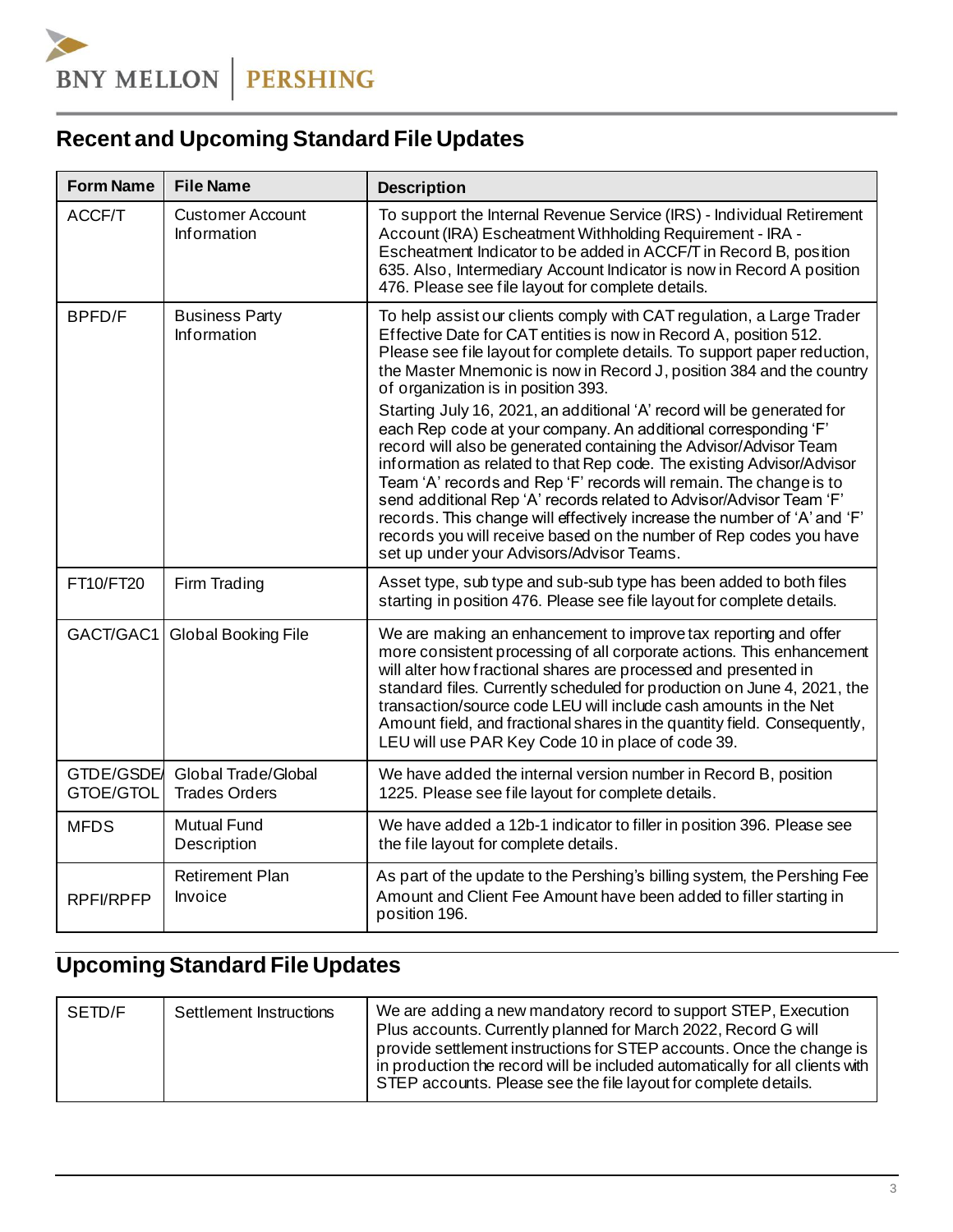## Recent and Upcoming Standard File Updates

| Form Name | File Name | Description |
|---|---|---|
| ACCF/T | Customer Account Information | To support the Internal Revenue Service (IRS) - Individual Retirement Account (IRA) Escheatment Withholding Requirement - IRA - Escheatment Indicator to be added in ACCF/T in Record B, position 635. Also, Intermediary Account Indicator is now in Record A position 476. Please see file layout for complete details. |
| BPFD/F | Business Party Information | To help assist our clients comply with CAT regulation, a Large Trader Effective Date for CAT entities is now in Record A, position 512. Please see file layout for complete details. To support paper reduction, the Master Mnemonic is now in Record J, position 384 and the country of organization is in position 393.<br><br>Starting July 16, 2021, an additional 'A' record will be generated for each Rep code at your company. An additional corresponding 'F' record will also be generated containing the Advisor/Advisor Team information as related to that Rep code. The existing Advisor/Advisor Team 'A' records and Rep 'F' records will remain. The change is to send additional Rep 'A' records related to Advisor/Advisor Team 'F' records. This change will effectively increase the number of 'A' and 'F' records you will receive based on the number of Rep codes you have set up under your Advisors/Advisor Teams. |
| FT10/FT20 | Firm Trading | Asset type, sub type and sub-sub type has been added to both files starting in position 476. Please see file layout for complete details. |
| GACT/GAC1 | Global Booking File | We are making an enhancement to improve tax reporting and offer more consistent processing of all corporate actions. This enhancement will alter how fractional shares are processed and presented in standard files. Currently scheduled for production on June 4, 2021, the transaction/source code LEU will include cash amounts in the Net Amount field, and fractional shares in the quantity field. Consequently, LEU will use PAR Key Code 10 in place of code 39. |
| GTDE/GSDE/ GTOE/GTOL | Global Trade/Global Trades Orders | We have added the internal version number in Record B, position 1225. Please see file layout for complete details. |
| MFDS | Mutual Fund Description | We have added a 12b-1 indicator to filler in position 396. Please see the file layout for complete details. |
| RPFI/RPFP | Retirement Plan Invoice | As part of the update to the Pershing's billing system, the Pershing Fee Amount and Client Fee Amount have been added to filler starting in position 196. |

## Upcoming Standard File Updates

| | | |
|---|---|---|
| SETD/F | Settlement Instructions | We are adding a new mandatory record to support STEP, Execution Plus accounts. Currently planned for March 2022, Record G will provide settlement instructions for STEP accounts. Once the change is in production the record will be included automatically for all clients with STEP accounts. Please see the file layout for complete details. |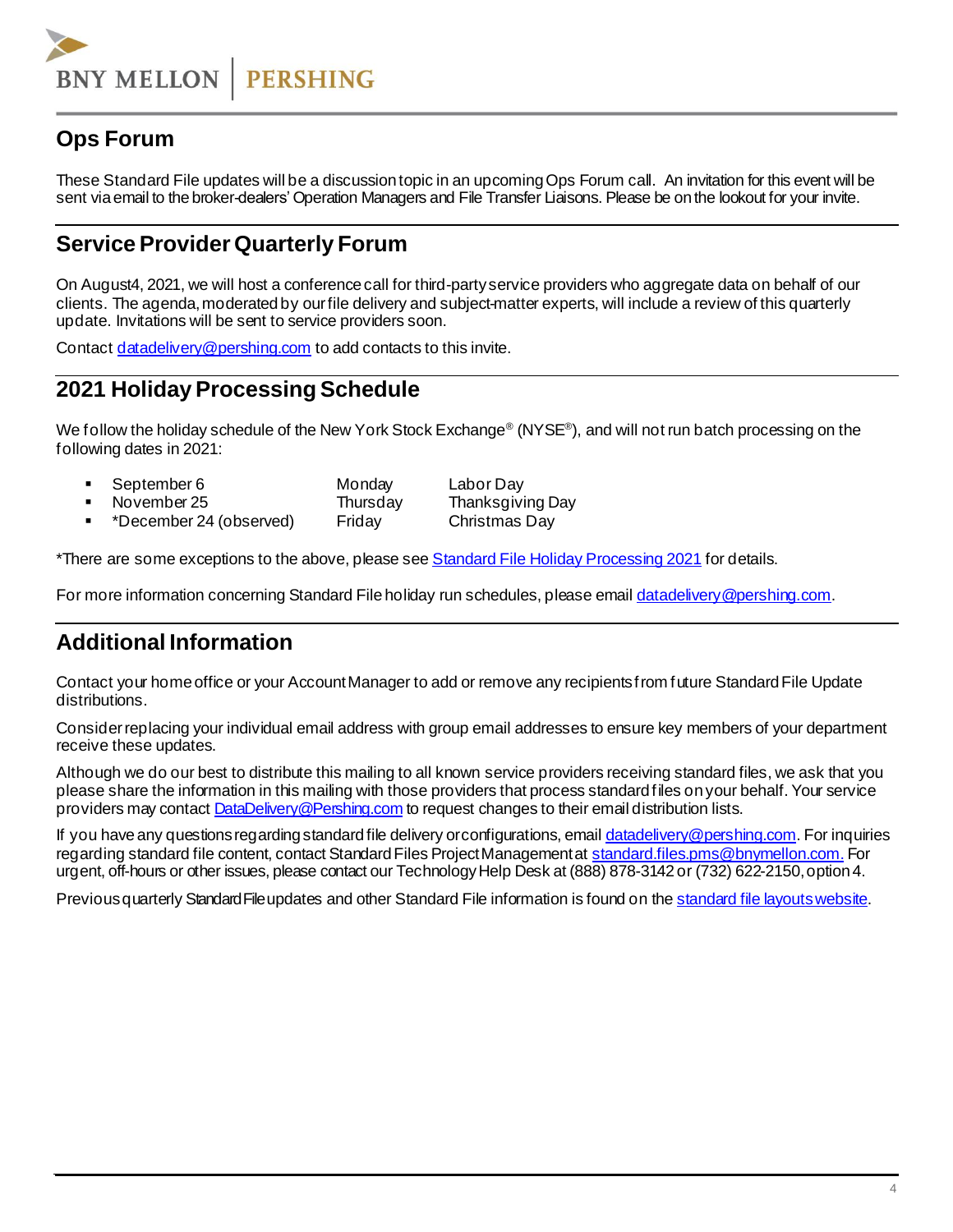## Ops Forum

These Standard File updates will be a discussion topic in an upcoming Ops Forum call. An invitation for this event will be sent via email to the broker-dealers' Operation Managers and File Transfer Liaisons. Please be on the lookout for your invite.

## Service Provider Quarterly Forum

On August4, 2021, we will host a conference call for third-party service providers who aggregate data on behalf of our clients. The agenda, moderated by our file delivery and subject-matter experts, will include a review of this quarterly update. Invitations will be sent to service providers soon.

Contact datadelivery@pershing.com to add contacts to this invite.

## 2021 Holiday Processing Schedule

We follow the holiday schedule of the New York Stock Exchange® (NYSE®), and will not run batch processing on the following dates in 2021:

| | | |
|---|---|---|
| September 6 | Monday | Labor Day |
| November 25 | Thursday | Thanksgiving Day |
| *December 24 (observed) | Friday | Christmas Day |

*There are some exceptions to the above, please see Standard File Holiday Processing 2021 for details.

For more information concerning Standard File holiday run schedules, please email datadelivery@pershing.com.

## Additional Information

Contact your home office or your Account Manager to add or remove any recipients from future Standard File Update distributions.

Consider replacing your individual email address with group email addresses to ensure key members of your department receive these updates.

Although we do our best to distribute this mailing to all known service providers receiving standard files, we ask that you please share the information in this mailing with those providers that process standard files on your behalf. Your service providers may contact DataDelivery@Pershing.com to request changes to their email distribution lists.

If you have any questions regarding standard file delivery or configurations, email datadelivery@pershing.com. For inquiries regarding standard file content, contact Standard Files Project Management at standard.files.pms@bnymellon.com. For urgent, off-hours or other issues, please contact our Technology Help Desk at (888) 878-3142 or (732) 622-2150, option 4.

Previous quarterly Standard File updates and other Standard File information is found on the standard file layouts website.